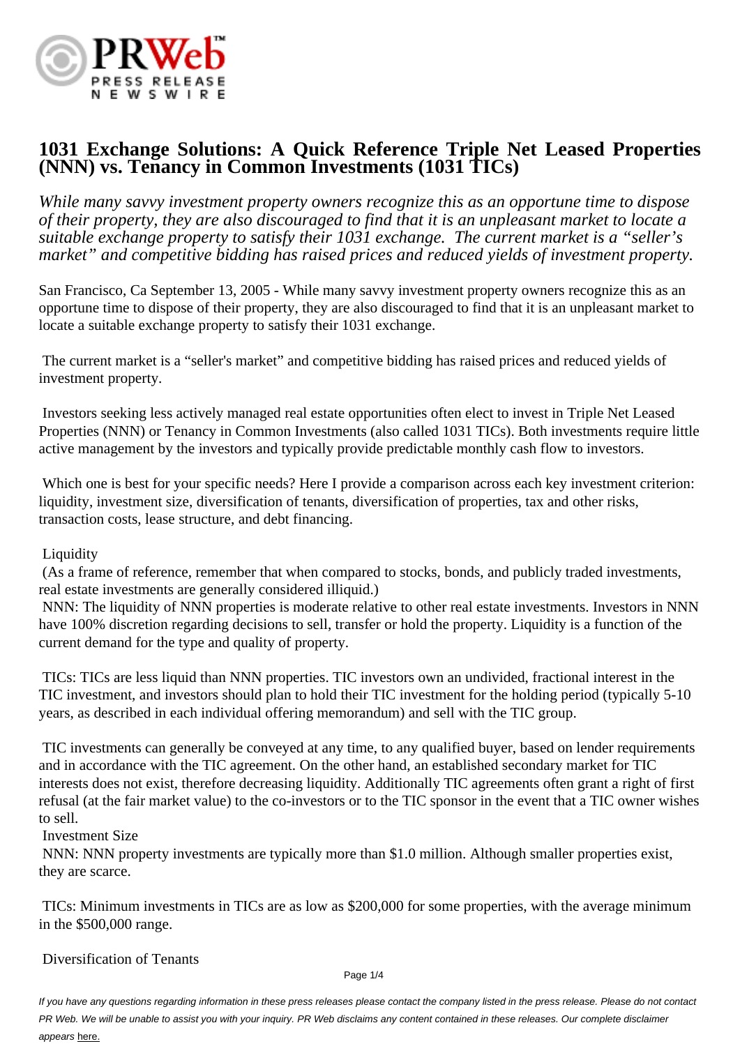# 1031 Exchange Solutions: A Quick Reference Triple Net Leased Properties (NNN) vs. Tenancy in Common Investments (1031 TICs)

*While many savvy investment property owners recognize this as an opportune time to dispose of their property, they are also discouraged to find that it is an unpleasant market to locate a suitable exchange property to satisfy their 1031 exchange. The current market is a "seller's market" and competitive bidding has raised prices and reduced yields of investment property.*

San Francisco, Ca September 13, 2005 - While many savvy investment property owners recognize this as an opportune time to dispose of their property, they are also discouraged to find that it is an unpleasant market to locate a suitable exchange property to satisfy their 1031 exchange.

The current market is a "seller's market" and competitive bidding has raised prices and reduced yields of investment property.

Investors seeking less actively managed real estate opportunities often elect to invest in Triple Net Leased Properties (NNN) or Tenancy in Common Investments (also called 1031 TICs). Both investments require little active management by the investors and typically provide predictable monthly cash flow to investors.

Which one is best for your specific needs? Here I provide a comparison across each key investment criterion: liquidity, investment size, diversification of tenants, diversification of properties, tax and other risks, transaction costs, lease structure, and debt financing.

Liquidity
(As a frame of reference, remember that when compared to stocks, bonds, and publicly traded investments, real estate investments are generally considered illiquid.)
NNN: The liquidity of NNN properties is moderate relative to other real estate investments. Investors in NNN have 100% discretion regarding decisions to sell, transfer or hold the property. Liquidity is a function of the current demand for the type and quality of property.

TICs: TICs are less liquid than NNN properties. TIC investors own an undivided, fractional interest in the TIC investment, and investors should plan to hold their TIC investment for the holding period (typically 5-10 years, as described in each individual offering memorandum) and sell with the TIC group.

TIC investments can generally be conveyed at any time, to any qualified buyer, based on lender requirements and in accordance with the TIC agreement. On the other hand, an established secondary market for TIC interests does not exist, therefore decreasing liquidity. Additionally TIC agreements often grant a right of first refusal (at the fair market value) to the co-investors or to the TIC sponsor in the event that a TIC owner wishes to sell.

Investment Size
NNN: NNN property investments are typically more than $1.0 million. Although smaller properties exist, they are scarce.

TICs: Minimum investments in TICs are as low as $200,000 for some properties, with the average minimum in the $500,000 range.

Diversification of Tenants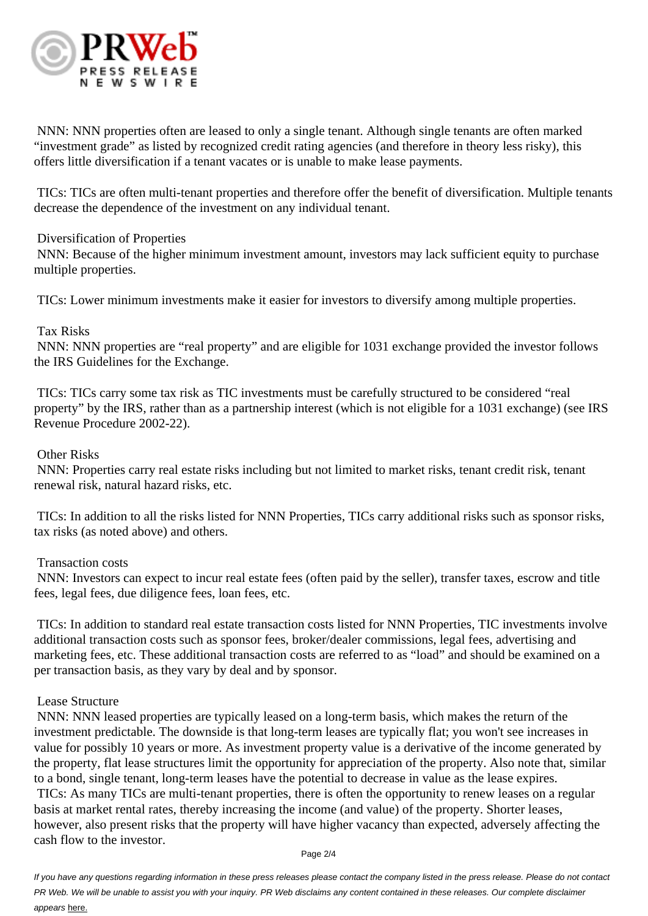NNN: NNN properties often are leased to only a single tenant. Although single tenants are often marked "investment grade" as listed by recognized credit rating agencies (and therefore in theory less risky), this offers little diversification if a tenant vacates or is unable to make lease payments.

TICs: TICs are often multi-tenant properties and therefore offer the benefit of diversification. Multiple tenants decrease the dependence of the investment on any individual tenant.

Diversification of Properties

NNN: Because of the higher minimum investment amount, investors may lack sufficient equity to purchase multiple properties.

TICs: Lower minimum investments make it easier for investors to diversify among multiple properties.

Tax Risks

NNN: NNN properties are "real property" and are eligible for 1031 exchange provided the investor follows the IRS Guidelines for the Exchange.

TICs: TICs carry some tax risk as TIC investments must be carefully structured to be considered "real property" by the IRS, rather than as a partnership interest (which is not eligible for a 1031 exchange) (see IRS Revenue Procedure 2002-22).

Other Risks

NNN: Properties carry real estate risks including but not limited to market risks, tenant credit risk, tenant renewal risk, natural hazard risks, etc.

TICs: In addition to all the risks listed for NNN Properties, TICs carry additional risks such as sponsor risks, tax risks (as noted above) and others.

Transaction costs

NNN: Investors can expect to incur real estate fees (often paid by the seller), transfer taxes, escrow and title fees, legal fees, due diligence fees, loan fees, etc.

TICs: In addition to standard real estate transaction costs listed for NNN Properties, TIC investments involve additional transaction costs such as sponsor fees, broker/dealer commissions, legal fees, advertising and marketing fees, etc. These additional transaction costs are referred to as "load" and should be examined on a per transaction basis, as they vary by deal and by sponsor.

Lease Structure

NNN: NNN leased properties are typically leased on a long-term basis, which makes the return of the investment predictable. The downside is that long-term leases are typically flat; you won't see increases in value for possibly 10 years or more. As investment property value is a derivative of the income generated by the property, flat lease structures limit the opportunity for appreciation of the property. Also note that, similar to a bond, single tenant, long-term leases have the potential to decrease in value as the lease expires.

TICs: As many TICs are multi-tenant properties, there is often the opportunity to renew leases on a regular basis at market rental rates, thereby increasing the income (and value) of the property. Shorter leases, however, also present risks that the property will have higher vacancy than expected, adversely affecting the cash flow to the investor.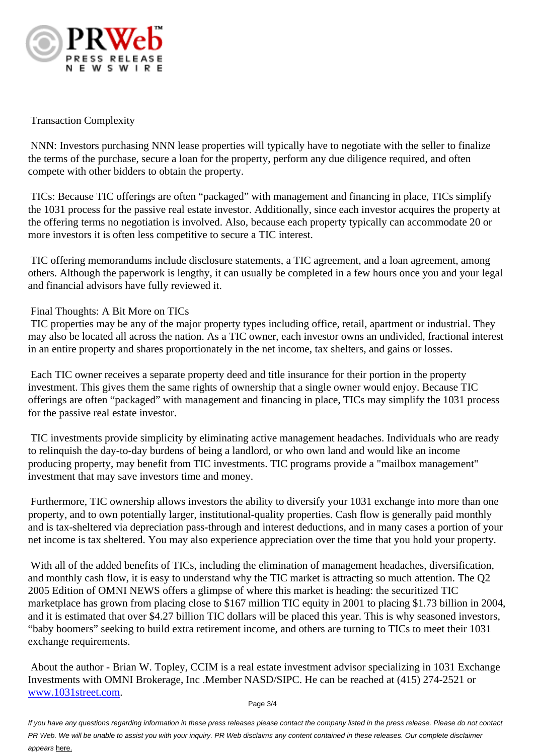## Transaction Complexity

NNN: Investors purchasing NNN lease properties will typically have to negotiate with the seller to finalize the terms of the purchase, secure a loan for the property, perform any due diligence required, and often compete with other bidders to obtain the property.

TICs: Because TIC offerings are often "packaged" with management and financing in place, TICs simplify the 1031 process for the passive real estate investor. Additionally, since each investor acquires the property at the offering terms no negotiation is involved. Also, because each property typically can accommodate 20 or more investors it is often less competitive to secure a TIC interest.

TIC offering memorandums include disclosure statements, a TIC agreement, and a loan agreement, among others. Although the paperwork is lengthy, it can usually be completed in a few hours once you and your legal and financial advisors have fully reviewed it.

## Final Thoughts: A Bit More on TICs

TIC properties may be any of the major property types including office, retail, apartment or industrial. They may also be located all across the nation. As a TIC owner, each investor owns an undivided, fractional interest in an entire property and shares proportionately in the net income, tax shelters, and gains or losses.

Each TIC owner receives a separate property deed and title insurance for their portion in the property investment. This gives them the same rights of ownership that a single owner would enjoy. Because TIC offerings are often "packaged" with management and financing in place, TICs may simplify the 1031 process for the passive real estate investor.

TIC investments provide simplicity by eliminating active management headaches. Individuals who are ready to relinquish the day-to-day burdens of being a landlord, or who own land and would like an income producing property, may benefit from TIC investments. TIC programs provide a "mailbox management" investment that may save investors time and money.

Furthermore, TIC ownership allows investors the ability to diversify your 1031 exchange into more than one property, and to own potentially larger, institutional-quality properties. Cash flow is generally paid monthly and is tax-sheltered via depreciation pass-through and interest deductions, and in many cases a portion of your net income is tax sheltered. You may also experience appreciation over the time that you hold your property.

With all of the added benefits of TICs, including the elimination of management headaches, diversification, and monthly cash flow, it is easy to understand why the TIC market is attracting so much attention. The Q2 2005 Edition of OMNI NEWS offers a glimpse of where this market is heading: the securitized TIC marketplace has grown from placing close to $167 million TIC equity in 2001 to placing $1.73 billion in 2004, and it is estimated that over $4.27 billion TIC dollars will be placed this year. This is why seasoned investors, "baby boomers" seeking to build extra retirement income, and others are turning to TICs to meet their 1031 exchange requirements.

About the author - Brian W. Topley, CCIM is a real estate investment advisor specializing in 1031 Exchange Investments with OMNI Brokerage, Inc .Member NASD/SIPC. He can be reached at (415) 274-2521 or [www.1031street.com](http://www.1031street.com).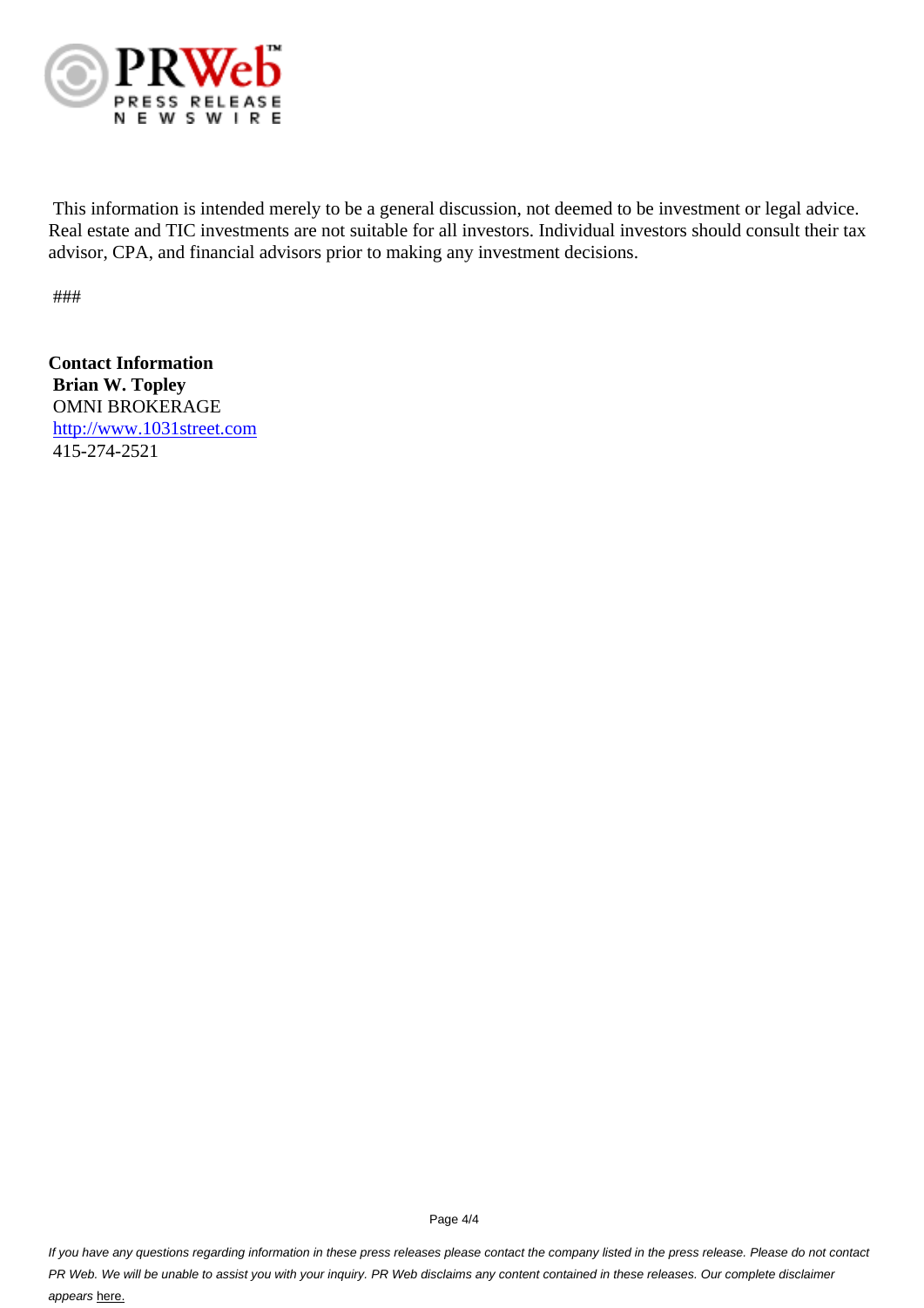This information is intended merely to be a general discussion, not deemed to be investment or legal advice. Real estate and TIC investments are not suitable for all investors. Individual investors should consult their tax advisor, CPA, and financial advisors prior to making any investment decisions.

###

**Contact Information**
**Brian W. Topley**
OMNI BROKERAGE
http://www.1031street.com
415-274-2521

*If you have any questions regarding information in these press releases please contact the company listed in the press release. Please do not contact PR Web. We will be unable to assist you with your inquiry. PR Web disclaims any content contained in these releases. Our complete disclaimer appears here.*